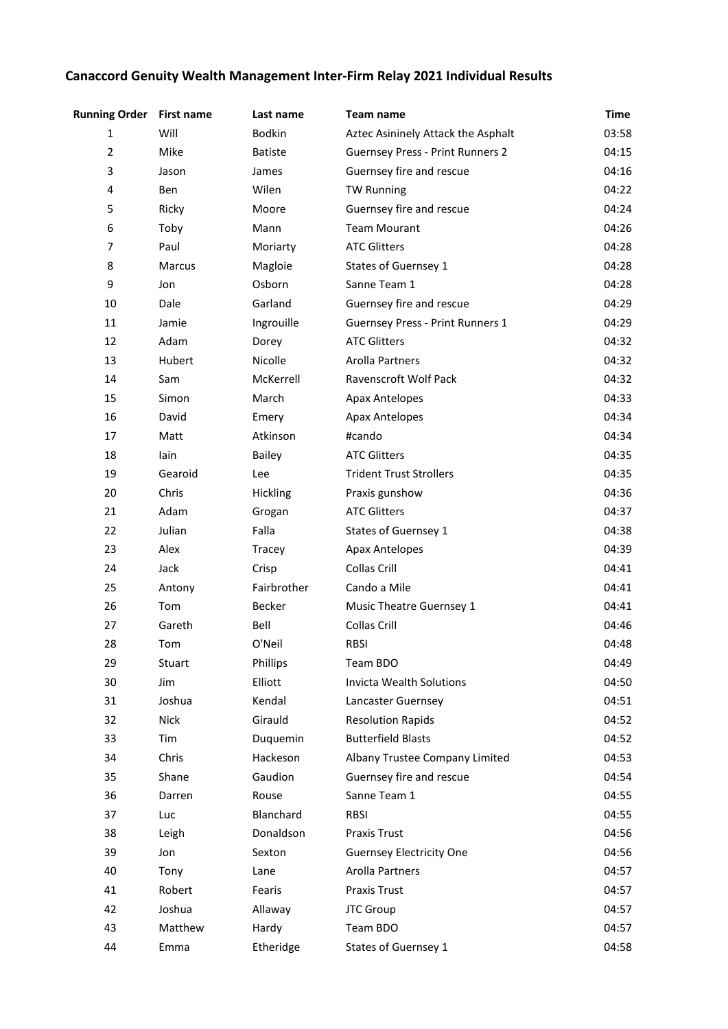# Canaccord Genuity Wealth Management Inter-Firm Relay 2021 Individual Results

| Running Order | First name | Last name | Team name | Time |
|---|---|---|---|---|
| 1 | Will | Bodkin | Aztec Asininely Attack the Asphalt | 03:58 |
| 2 | Mike | Batiste | Guernsey Press - Print Runners 2 | 04:15 |
| 3 | Jason | James | Guernsey fire and rescue | 04:16 |
| 4 | Ben | Wilen | TW Running | 04:22 |
| 5 | Ricky | Moore | Guernsey fire and rescue | 04:24 |
| 6 | Toby | Mann | Team Mourant | 04:26 |
| 7 | Paul | Moriarty | ATC Glitters | 04:28 |
| 8 | Marcus | Magloie | States of Guernsey 1 | 04:28 |
| 9 | Jon | Osborn | Sanne Team 1 | 04:28 |
| 10 | Dale | Garland | Guernsey fire and rescue | 04:29 |
| 11 | Jamie | Ingrouille | Guernsey Press - Print Runners 1 | 04:29 |
| 12 | Adam | Dorey | ATC Glitters | 04:32 |
| 13 | Hubert | Nicolle | Arolla Partners | 04:32 |
| 14 | Sam | McKerrell | Ravenscroft Wolf Pack | 04:32 |
| 15 | Simon | March | Apax Antelopes | 04:33 |
| 16 | David | Emery | Apax Antelopes | 04:34 |
| 17 | Matt | Atkinson | #cando | 04:34 |
| 18 | Iain | Bailey | ATC Glitters | 04:35 |
| 19 | Gearoid | Lee | Trident Trust Strollers | 04:35 |
| 20 | Chris | Hickling | Praxis gunshow | 04:36 |
| 21 | Adam | Grogan | ATC Glitters | 04:37 |
| 22 | Julian | Falla | States of Guernsey 1 | 04:38 |
| 23 | Alex | Tracey | Apax Antelopes | 04:39 |
| 24 | Jack | Crisp | Collas Crill | 04:41 |
| 25 | Antony | Fairbrother | Cando a Mile | 04:41 |
| 26 | Tom | Becker | Music Theatre Guernsey 1 | 04:41 |
| 27 | Gareth | Bell | Collas Crill | 04:46 |
| 28 | Tom | O'Neil | RBSI | 04:48 |
| 29 | Stuart | Phillips | Team BDO | 04:49 |
| 30 | Jim | Elliott | Invicta Wealth Solutions | 04:50 |
| 31 | Joshua | Kendal | Lancaster Guernsey | 04:51 |
| 32 | Nick | Girauld | Resolution Rapids | 04:52 |
| 33 | Tim | Duquemin | Butterfield Blasts | 04:52 |
| 34 | Chris | Hackeson | Albany Trustee Company Limited | 04:53 |
| 35 | Shane | Gaudion | Guernsey fire and rescue | 04:54 |
| 36 | Darren | Rouse | Sanne Team 1 | 04:55 |
| 37 | Luc | Blanchard | RBSI | 04:55 |
| 38 | Leigh | Donaldson | Praxis Trust | 04:56 |
| 39 | Jon | Sexton | Guernsey Electricity One | 04:56 |
| 40 | Tony | Lane | Arolla Partners | 04:57 |
| 41 | Robert | Fearis | Praxis Trust | 04:57 |
| 42 | Joshua | Allaway | JTC Group | 04:57 |
| 43 | Matthew | Hardy | Team BDO | 04:57 |
| 44 | Emma | Etheridge | States of Guernsey 1 | 04:58 |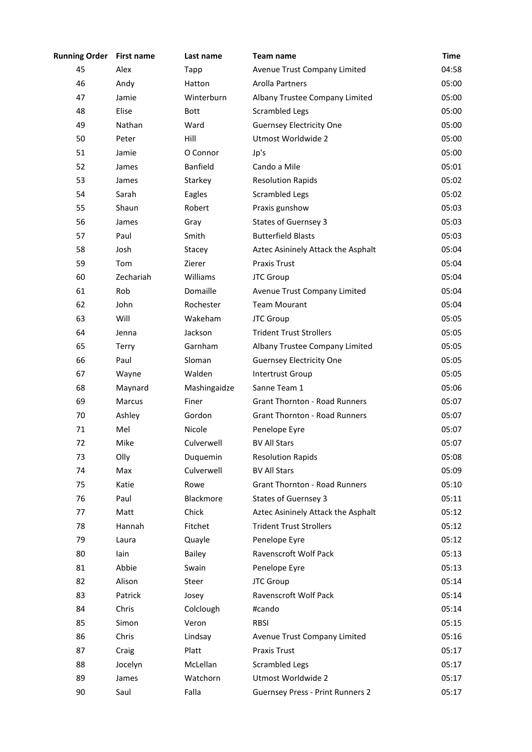| Running Order | First name | Last name | Team name | Time |
|---|---|---|---|---|
| 45 | Alex | Tapp | Avenue Trust Company Limited | 04:58 |
| 46 | Andy | Hatton | Arolla Partners | 05:00 |
| 47 | Jamie | Winterburn | Albany Trustee Company Limited | 05:00 |
| 48 | Elise | Bott | Scrambled Legs | 05:00 |
| 49 | Nathan | Ward | Guernsey Electricity One | 05:00 |
| 50 | Peter | Hill | Utmost Worldwide 2 | 05:00 |
| 51 | Jamie | O Connor | Jp's | 05:00 |
| 52 | James | Banfield | Cando a Mile | 05:01 |
| 53 | James | Starkey | Resolution Rapids | 05:02 |
| 54 | Sarah | Eagles | Scrambled Legs | 05:02 |
| 55 | Shaun | Robert | Praxis gunshow | 05:03 |
| 56 | James | Gray | States of Guernsey 3 | 05:03 |
| 57 | Paul | Smith | Butterfield Blasts | 05:03 |
| 58 | Josh | Stacey | Aztec Asininely Attack the Asphalt | 05:04 |
| 59 | Tom | Zierer | Praxis Trust | 05:04 |
| 60 | Zechariah | Williams | JTC Group | 05:04 |
| 61 | Rob | Domaille | Avenue Trust Company Limited | 05:04 |
| 62 | John | Rochester | Team Mourant | 05:04 |
| 63 | Will | Wakeham | JTC Group | 05:05 |
| 64 | Jenna | Jackson | Trident Trust Strollers | 05:05 |
| 65 | Terry | Garnham | Albany Trustee Company Limited | 05:05 |
| 66 | Paul | Sloman | Guernsey Electricity One | 05:05 |
| 67 | Wayne | Walden | Intertrust Group | 05:05 |
| 68 | Maynard | Mashingaidze | Sanne Team 1 | 05:06 |
| 69 | Marcus | Finer | Grant Thornton - Road Runners | 05:07 |
| 70 | Ashley | Gordon | Grant Thornton - Road Runners | 05:07 |
| 71 | Mel | Nicole | Penelope Eyre | 05:07 |
| 72 | Mike | Culverwell | BV All Stars | 05:07 |
| 73 | Olly | Duquemin | Resolution Rapids | 05:08 |
| 74 | Max | Culverwell | BV All Stars | 05:09 |
| 75 | Katie | Rowe | Grant Thornton - Road Runners | 05:10 |
| 76 | Paul | Blackmore | States of Guernsey 3 | 05:11 |
| 77 | Matt | Chick | Aztec Asininely Attack the Asphalt | 05:12 |
| 78 | Hannah | Fitchet | Trident Trust Strollers | 05:12 |
| 79 | Laura | Quayle | Penelope Eyre | 05:12 |
| 80 | Iain | Bailey | Ravenscroft Wolf Pack | 05:13 |
| 81 | Abbie | Swain | Penelope Eyre | 05:13 |
| 82 | Alison | Steer | JTC Group | 05:14 |
| 83 | Patrick | Josey | Ravenscroft Wolf Pack | 05:14 |
| 84 | Chris | Colclough | #cando | 05:14 |
| 85 | Simon | Veron | RBSI | 05:15 |
| 86 | Chris | Lindsay | Avenue Trust Company Limited | 05:16 |
| 87 | Craig | Platt | Praxis Trust | 05:17 |
| 88 | Jocelyn | McLellan | Scrambled Legs | 05:17 |
| 89 | James | Watchorn | Utmost Worldwide 2 | 05:17 |
| 90 | Saul | Falla | Guernsey Press - Print Runners 2 | 05:17 |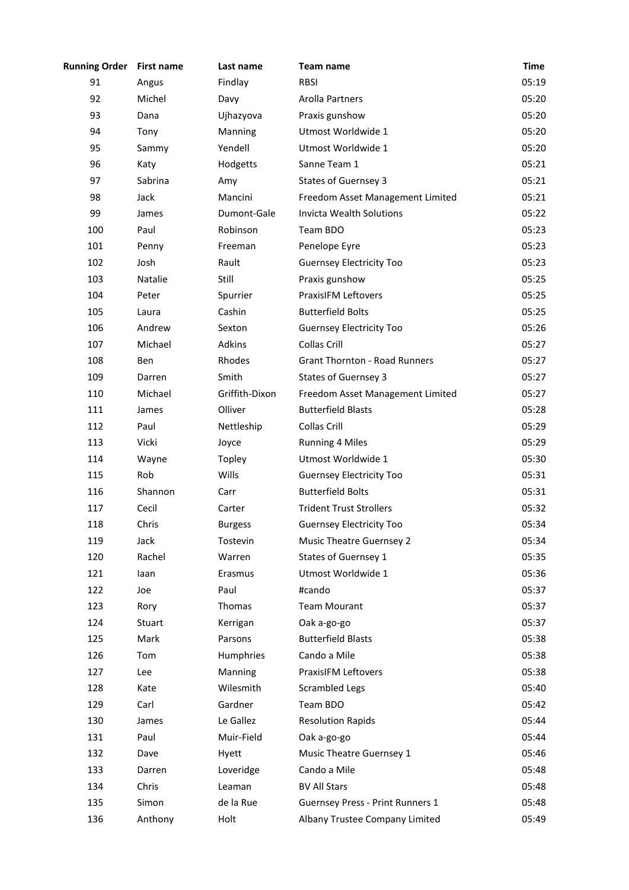| Running Order | First name | Last name | Team name | Time |
|---|---|---|---|---|
| 91 | Angus | Findlay | RBSI | 05:19 |
| 92 | Michel | Davy | Arolla Partners | 05:20 |
| 93 | Dana | Ujhazyova | Praxis gunshow | 05:20 |
| 94 | Tony | Manning | Utmost Worldwide 1 | 05:20 |
| 95 | Sammy | Yendell | Utmost Worldwide 1 | 05:20 |
| 96 | Katy | Hodgetts | Sanne Team 1 | 05:21 |
| 97 | Sabrina | Amy | States of Guernsey 3 | 05:21 |
| 98 | Jack | Mancini | Freedom Asset Management Limited | 05:21 |
| 99 | James | Dumont-Gale | Invicta Wealth Solutions | 05:22 |
| 100 | Paul | Robinson | Team BDO | 05:23 |
| 101 | Penny | Freeman | Penelope Eyre | 05:23 |
| 102 | Josh | Rault | Guernsey Electricity Too | 05:23 |
| 103 | Natalie | Still | Praxis gunshow | 05:25 |
| 104 | Peter | Spurrier | PraxisIFM Leftovers | 05:25 |
| 105 | Laura | Cashin | Butterfield Bolts | 05:25 |
| 106 | Andrew | Sexton | Guernsey Electricity Too | 05:26 |
| 107 | Michael | Adkins | Collas Crill | 05:27 |
| 108 | Ben | Rhodes | Grant Thornton - Road Runners | 05:27 |
| 109 | Darren | Smith | States of Guernsey 3 | 05:27 |
| 110 | Michael | Griffith-Dixon | Freedom Asset Management Limited | 05:27 |
| 111 | James | Olliver | Butterfield Blasts | 05:28 |
| 112 | Paul | Nettleship | Collas Crill | 05:29 |
| 113 | Vicki | Joyce | Running 4 Miles | 05:29 |
| 114 | Wayne | Topley | Utmost Worldwide 1 | 05:30 |
| 115 | Rob | Wills | Guernsey Electricity Too | 05:31 |
| 116 | Shannon | Carr | Butterfield Bolts | 05:31 |
| 117 | Cecil | Carter | Trident Trust Strollers | 05:32 |
| 118 | Chris | Burgess | Guernsey Electricity Too | 05:34 |
| 119 | Jack | Tostevin | Music Theatre Guernsey 2 | 05:34 |
| 120 | Rachel | Warren | States of Guernsey 1 | 05:35 |
| 121 | Iaan | Erasmus | Utmost Worldwide 1 | 05:36 |
| 122 | Joe | Paul | #cando | 05:37 |
| 123 | Rory | Thomas | Team Mourant | 05:37 |
| 124 | Stuart | Kerrigan | Oak a-go-go | 05:37 |
| 125 | Mark | Parsons | Butterfield Blasts | 05:38 |
| 126 | Tom | Humphries | Cando a Mile | 05:38 |
| 127 | Lee | Manning | PraxisIFM Leftovers | 05:38 |
| 128 | Kate | Wilesmith | Scrambled Legs | 05:40 |
| 129 | Carl | Gardner | Team BDO | 05:42 |
| 130 | James | Le Gallez | Resolution Rapids | 05:44 |
| 131 | Paul | Muir-Field | Oak a-go-go | 05:44 |
| 132 | Dave | Hyett | Music Theatre Guernsey 1 | 05:46 |
| 133 | Darren | Loveridge | Cando a Mile | 05:48 |
| 134 | Chris | Leaman | BV All Stars | 05:48 |
| 135 | Simon | de la Rue | Guernsey Press - Print Runners 1 | 05:48 |
| 136 | Anthony | Holt | Albany Trustee Company Limited | 05:49 |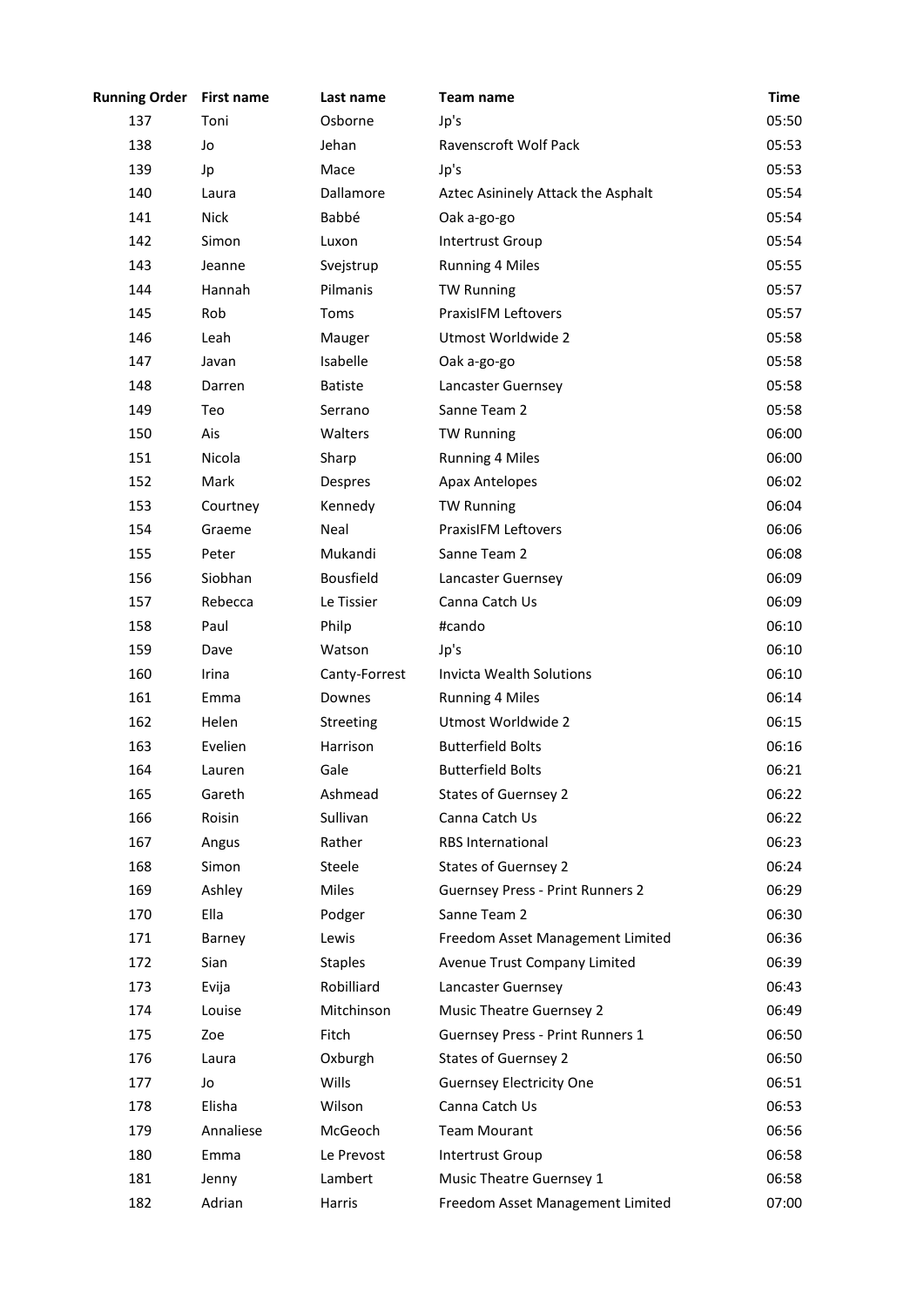| Running Order | First name | Last name | Team name | Time |
|---|---|---|---|---|
| 137 | Toni | Osborne | Jp's | 05:50 |
| 138 | Jo | Jehan | Ravenscroft Wolf Pack | 05:53 |
| 139 | Jp | Mace | Jp's | 05:53 |
| 140 | Laura | Dallamore | Aztec Asininely Attack the Asphalt | 05:54 |
| 141 | Nick | Babbé | Oak a-go-go | 05:54 |
| 142 | Simon | Luxon | Intertrust Group | 05:54 |
| 143 | Jeanne | Svejstrup | Running 4 Miles | 05:55 |
| 144 | Hannah | Pilmanis | TW Running | 05:57 |
| 145 | Rob | Toms | PraxisIFM Leftovers | 05:57 |
| 146 | Leah | Mauger | Utmost Worldwide 2 | 05:58 |
| 147 | Javan | Isabelle | Oak a-go-go | 05:58 |
| 148 | Darren | Batiste | Lancaster Guernsey | 05:58 |
| 149 | Teo | Serrano | Sanne Team 2 | 05:58 |
| 150 | Ais | Walters | TW Running | 06:00 |
| 151 | Nicola | Sharp | Running 4 Miles | 06:00 |
| 152 | Mark | Despres | Apax Antelopes | 06:02 |
| 153 | Courtney | Kennedy | TW Running | 06:04 |
| 154 | Graeme | Neal | PraxisIFM Leftovers | 06:06 |
| 155 | Peter | Mukandi | Sanne Team 2 | 06:08 |
| 156 | Siobhan | Bousfield | Lancaster Guernsey | 06:09 |
| 157 | Rebecca | Le Tissier | Canna Catch Us | 06:09 |
| 158 | Paul | Philp | #cando | 06:10 |
| 159 | Dave | Watson | Jp's | 06:10 |
| 160 | Irina | Canty-Forrest | Invicta Wealth Solutions | 06:10 |
| 161 | Emma | Downes | Running 4 Miles | 06:14 |
| 162 | Helen | Streeting | Utmost Worldwide 2 | 06:15 |
| 163 | Evelien | Harrison | Butterfield Bolts | 06:16 |
| 164 | Lauren | Gale | Butterfield Bolts | 06:21 |
| 165 | Gareth | Ashmead | States of Guernsey 2 | 06:22 |
| 166 | Roisin | Sullivan | Canna Catch Us | 06:22 |
| 167 | Angus | Rather | RBS International | 06:23 |
| 168 | Simon | Steele | States of Guernsey 2 | 06:24 |
| 169 | Ashley | Miles | Guernsey Press - Print Runners 2 | 06:29 |
| 170 | Ella | Podger | Sanne Team 2 | 06:30 |
| 171 | Barney | Lewis | Freedom Asset Management Limited | 06:36 |
| 172 | Sian | Staples | Avenue Trust Company Limited | 06:39 |
| 173 | Evija | Robilliard | Lancaster Guernsey | 06:43 |
| 174 | Louise | Mitchinson | Music Theatre Guernsey 2 | 06:49 |
| 175 | Zoe | Fitch | Guernsey Press - Print Runners 1 | 06:50 |
| 176 | Laura | Oxburgh | States of Guernsey 2 | 06:50 |
| 177 | Jo | Wills | Guernsey Electricity One | 06:51 |
| 178 | Elisha | Wilson | Canna Catch Us | 06:53 |
| 179 | Annaliese | McGeoch | Team Mourant | 06:56 |
| 180 | Emma | Le Prevost | Intertrust Group | 06:58 |
| 181 | Jenny | Lambert | Music Theatre Guernsey 1 | 06:58 |
| 182 | Adrian | Harris | Freedom Asset Management Limited | 07:00 |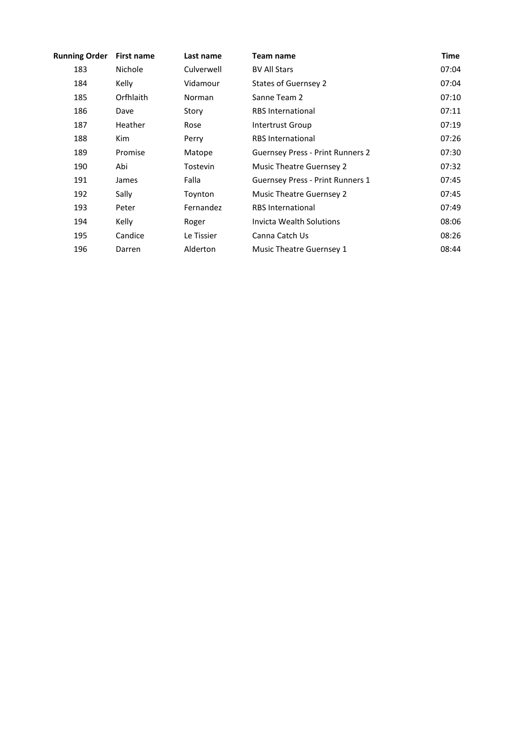| Running Order | First name | Last name | Team name | Time |
|---|---|---|---|---|
| 183 | Nichole | Culverwell | BV All Stars | 07:04 |
| 184 | Kelly | Vidamour | States of Guernsey 2 | 07:04 |
| 185 | Orfhlaith | Norman | Sanne Team 2 | 07:10 |
| 186 | Dave | Story | RBS International | 07:11 |
| 187 | Heather | Rose | Intertrust Group | 07:19 |
| 188 | Kim | Perry | RBS International | 07:26 |
| 189 | Promise | Matope | Guernsey Press - Print Runners 2 | 07:30 |
| 190 | Abi | Tostevin | Music Theatre Guernsey 2 | 07:32 |
| 191 | James | Falla | Guernsey Press - Print Runners 1 | 07:45 |
| 192 | Sally | Toynton | Music Theatre Guernsey 2 | 07:45 |
| 193 | Peter | Fernandez | RBS International | 07:49 |
| 194 | Kelly | Roger | Invicta Wealth Solutions | 08:06 |
| 195 | Candice | Le Tissier | Canna Catch Us | 08:26 |
| 196 | Darren | Alderton | Music Theatre Guernsey 1 | 08:44 |